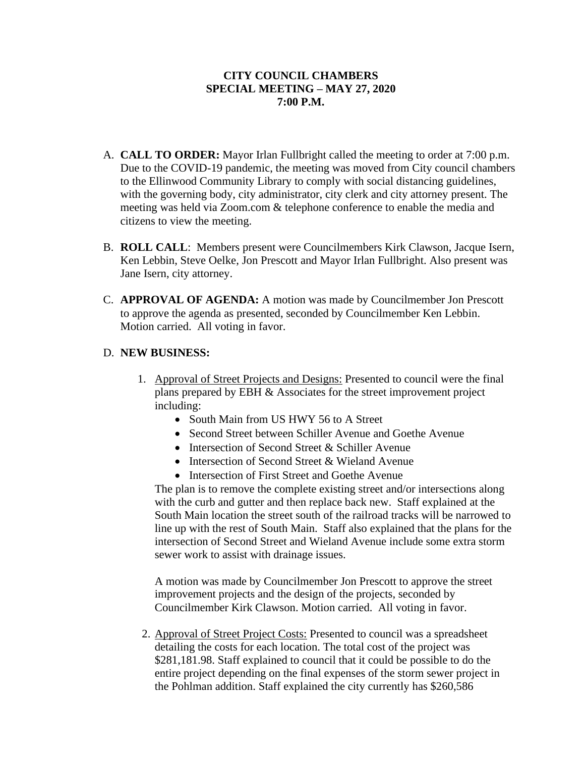**CITY COUNCIL CHAMBERS**
**SPECIAL MEETING – MAY 27, 2020**
**7:00 P.M.**

A. **CALL TO ORDER:** Mayor Irlan Fullbright called the meeting to order at 7:00 p.m. Due to the COVID-19 pandemic, the meeting was moved from City council chambers to the Ellinwood Community Library to comply with social distancing guidelines, with the governing body, city administrator, city clerk and city attorney present. The meeting was held via Zoom.com & telephone conference to enable the media and citizens to view the meeting.

B. **ROLL CALL**: Members present were Councilmembers Kirk Clawson, Jacque Isern, Ken Lebbin, Steve Oelke, Jon Prescott and Mayor Irlan Fullbright. Also present was Jane Isern, city attorney.

C. **APPROVAL OF AGENDA:** A motion was made by Councilmember Jon Prescott to approve the agenda as presented, seconded by Councilmember Ken Lebbin. Motion carried. All voting in favor.

D. **NEW BUSINESS:**

1. Approval of Street Projects and Designs: Presented to council were the final plans prepared by EBH & Associates for the street improvement project including:
   - South Main from US HWY 56 to A Street
   - Second Street between Schiller Avenue and Goethe Avenue
   - Intersection of Second Street & Schiller Avenue
   - Intersection of Second Street & Wieland Avenue
   - Intersection of First Street and Goethe Avenue

   The plan is to remove the complete existing street and/or intersections along with the curb and gutter and then replace back new. Staff explained at the South Main location the street south of the railroad tracks will be narrowed to line up with the rest of South Main. Staff also explained that the plans for the intersection of Second Street and Wieland Avenue include some extra storm sewer work to assist with drainage issues.

   A motion was made by Councilmember Jon Prescott to approve the street improvement projects and the design of the projects, seconded by Councilmember Kirk Clawson. Motion carried. All voting in favor.

2. Approval of Street Project Costs: Presented to council was a spreadsheet detailing the costs for each location. The total cost of the project was $281,181.98. Staff explained to council that it could be possible to do the entire project depending on the final expenses of the storm sewer project in the Pohlman addition. Staff explained the city currently has $260,586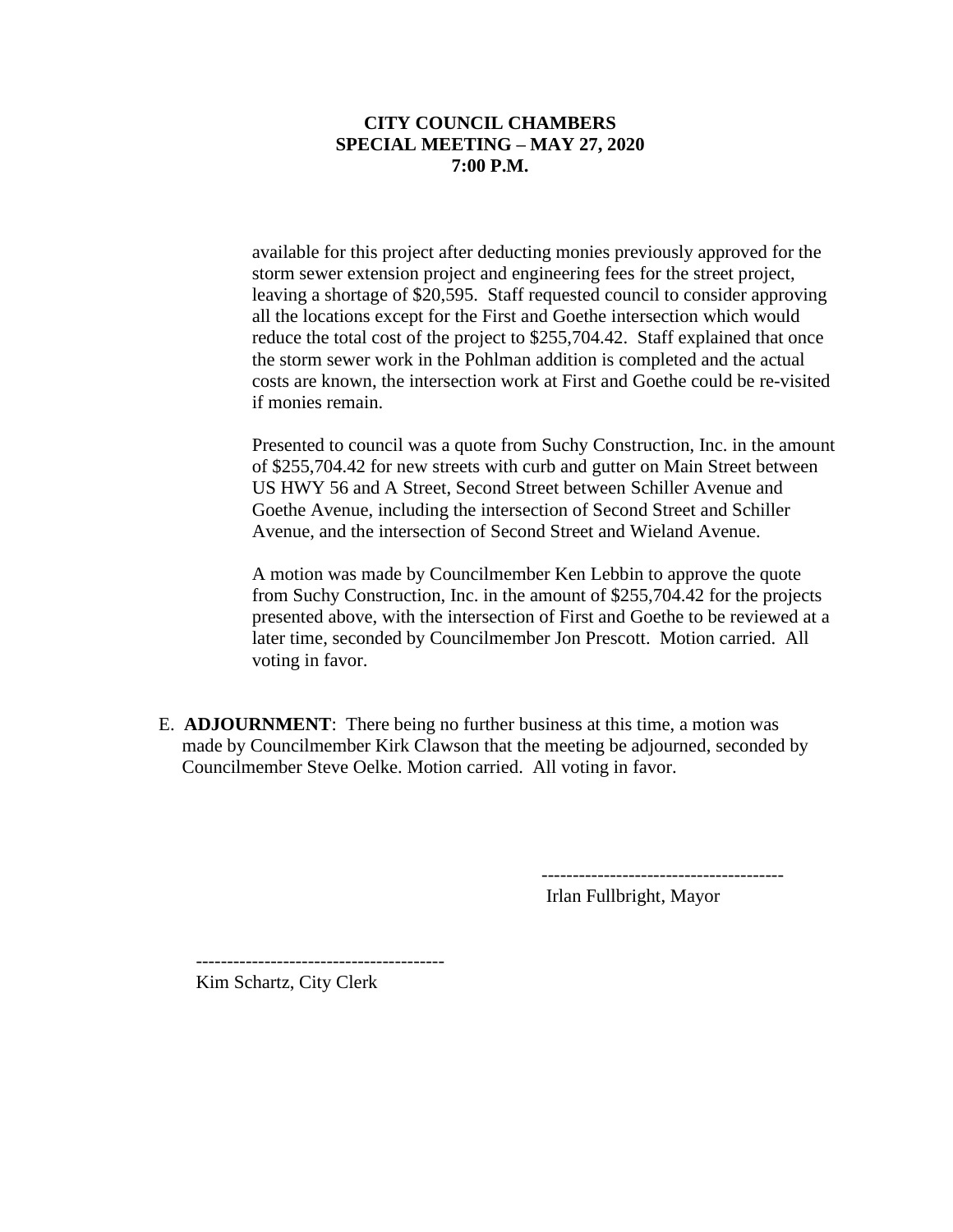**CITY COUNCIL CHAMBERS**
**SPECIAL MEETING – MAY 27, 2020**
**7:00 P.M.**

available for this project after deducting monies previously approved for the storm sewer extension project and engineering fees for the street project, leaving a shortage of $20,595. Staff requested council to consider approving all the locations except for the First and Goethe intersection which would reduce the total cost of the project to $255,704.42. Staff explained that once the storm sewer work in the Pohlman addition is completed and the actual costs are known, the intersection work at First and Goethe could be re-visited if monies remain.

Presented to council was a quote from Suchy Construction, Inc. in the amount of $255,704.42 for new streets with curb and gutter on Main Street between US HWY 56 and A Street, Second Street between Schiller Avenue and Goethe Avenue, including the intersection of Second Street and Schiller Avenue, and the intersection of Second Street and Wieland Avenue.

A motion was made by Councilmember Ken Lebbin to approve the quote from Suchy Construction, Inc. in the amount of $255,704.42 for the projects presented above, with the intersection of First and Goethe to be reviewed at a later time, seconded by Councilmember Jon Prescott. Motion carried. All voting in favor.

E. **ADJOURNMENT**: There being no further business at this time, a motion was made by Councilmember Kirk Clawson that the meeting be adjourned, seconded by Councilmember Steve Oelke. Motion carried. All voting in favor.

---------------------------------------
Irlan Fullbright, Mayor

---------------------------------------
Kim Schartz, City Clerk